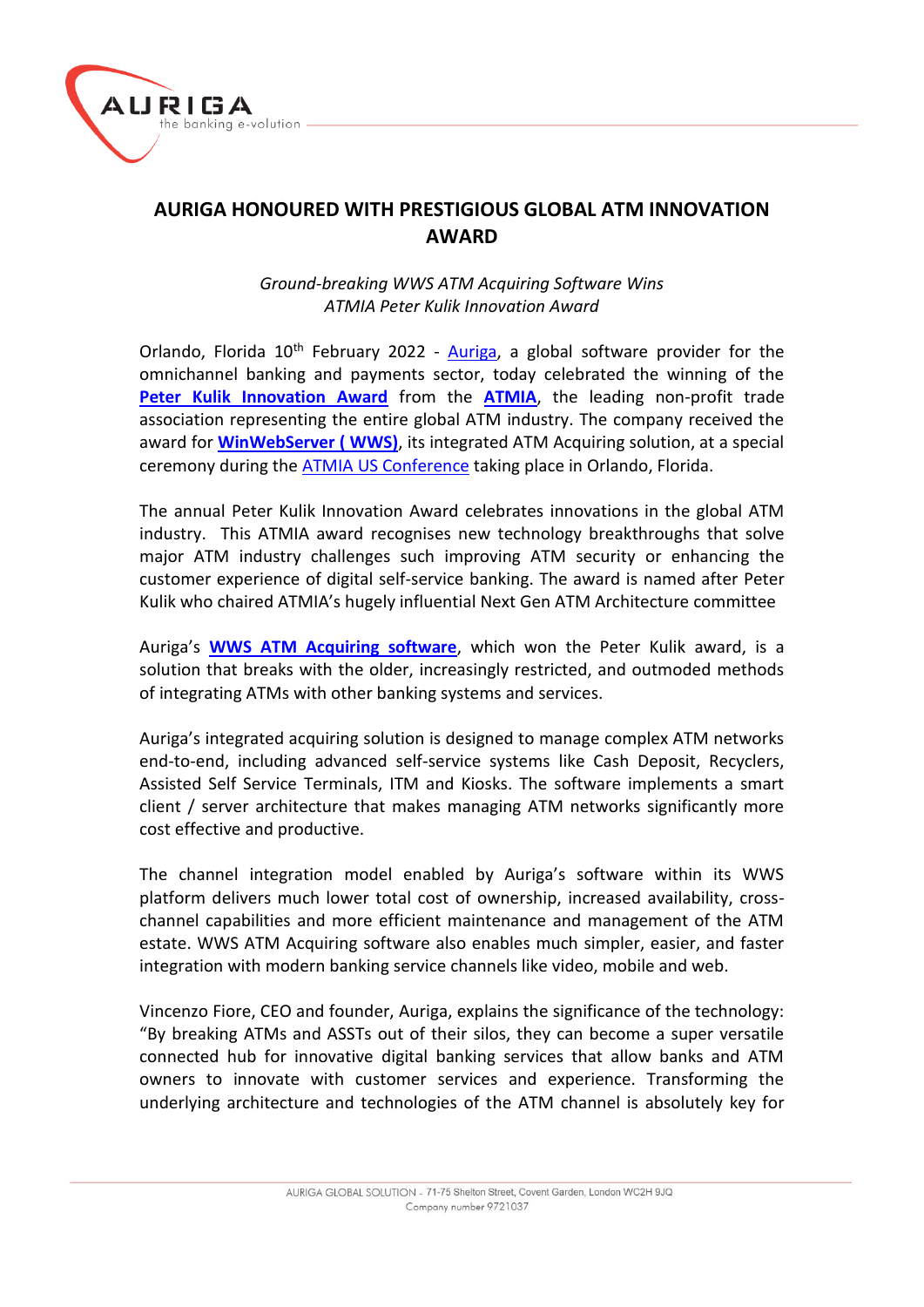# AURIGA HONOURED WITH PRESTIGIOUS GLOBAL ATM INNOVATION AWARD

*Ground-breaking WWS ATM Acquiring Software Wins ATMIA Peter Kulik Innovation Award*

Orlando, Florida 10th February 2022 - Auriga, a global software provider for the omnichannel banking and payments sector, today celebrated the winning of the **Peter Kulik Innovation Award** from the **ATMIA**, the leading non-profit trade association representing the entire global ATM industry. The company received the award for **WinWebServer ( WWS)**, its integrated ATM Acquiring solution, at a special ceremony during the ATMIA US Conference taking place in Orlando, Florida.

The annual Peter Kulik Innovation Award celebrates innovations in the global ATM industry. This ATMIA award recognises new technology breakthroughs that solve major ATM industry challenges such improving ATM security or enhancing the customer experience of digital self-service banking. The award is named after Peter Kulik who chaired ATMIA's hugely influential Next Gen ATM Architecture committee

Auriga's **WWS ATM Acquiring software**, which won the Peter Kulik award, is a solution that breaks with the older, increasingly restricted, and outmoded methods of integrating ATMs with other banking systems and services.

Auriga's integrated acquiring solution is designed to manage complex ATM networks end-to-end, including advanced self-service systems like Cash Deposit, Recyclers, Assisted Self Service Terminals, ITM and Kiosks. The software implements a smart client / server architecture that makes managing ATM networks significantly more cost effective and productive.

The channel integration model enabled by Auriga's software within its WWS platform delivers much lower total cost of ownership, increased availability, cross-channel capabilities and more efficient maintenance and management of the ATM estate. WWS ATM Acquiring software also enables much simpler, easier, and faster integration with modern banking service channels like video, mobile and web.

Vincenzo Fiore, CEO and founder, Auriga, explains the significance of the technology: "By breaking ATMs and ASSTs out of their silos, they can become a super versatile connected hub for innovative digital banking services that allow banks and ATM owners to innovate with customer services and experience. Transforming the underlying architecture and technologies of the ATM channel is absolutely key for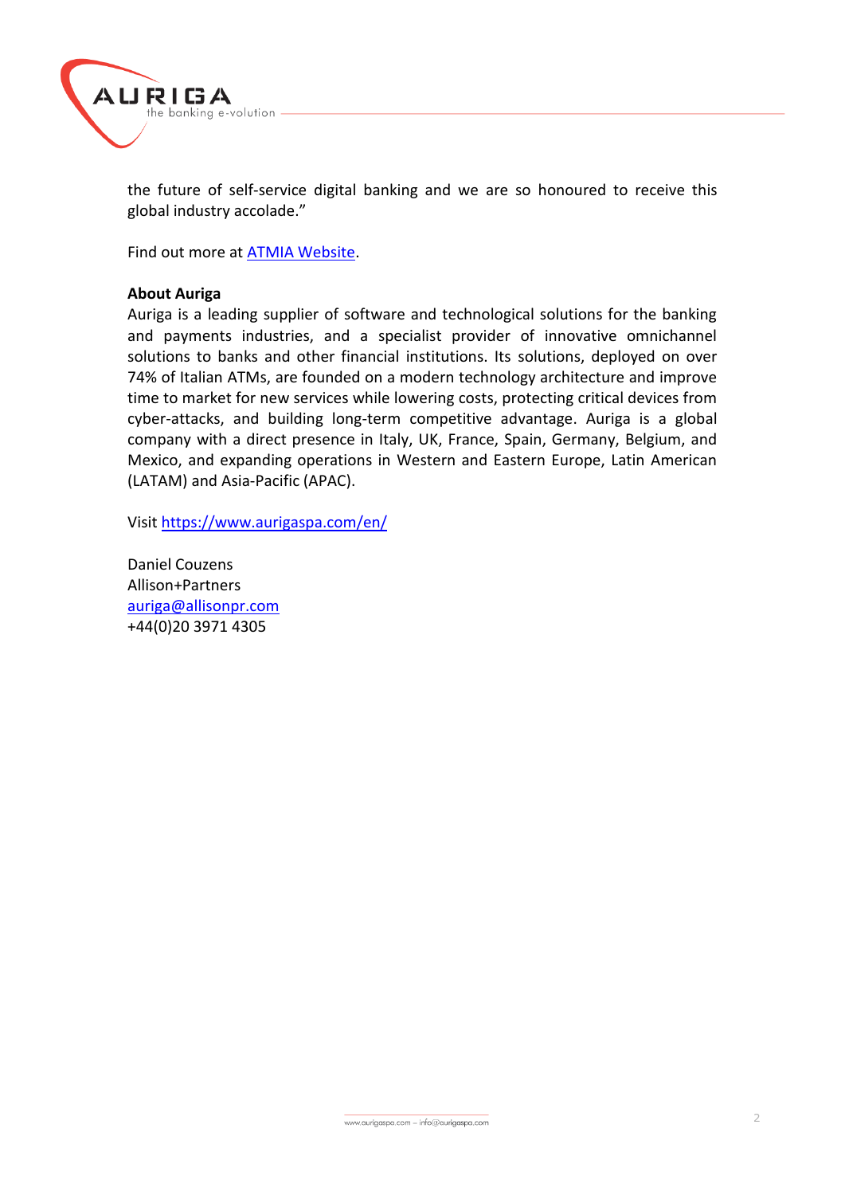the future of self-service digital banking and we are so honoured to receive this global industry accolade."

Find out more at [ATMIA Website](ATMIA Website).

**About Auriga**

Auriga is a leading supplier of software and technological solutions for the banking and payments industries, and a specialist provider of innovative omnichannel solutions to banks and other financial institutions. Its solutions, deployed on over 74% of Italian ATMs, are founded on a modern technology architecture and improve time to market for new services while lowering costs, protecting critical devices from cyber-attacks, and building long-term competitive advantage. Auriga is a global company with a direct presence in Italy, UK, France, Spain, Germany, Belgium, and Mexico, and expanding operations in Western and Eastern Europe, Latin American (LATAM) and Asia-Pacific (APAC).

Visit https://www.aurigaspa.com/en/

Daniel Couzens
Allison+Partners
auriga@allisonpr.com
+44(0)20 3971 4305